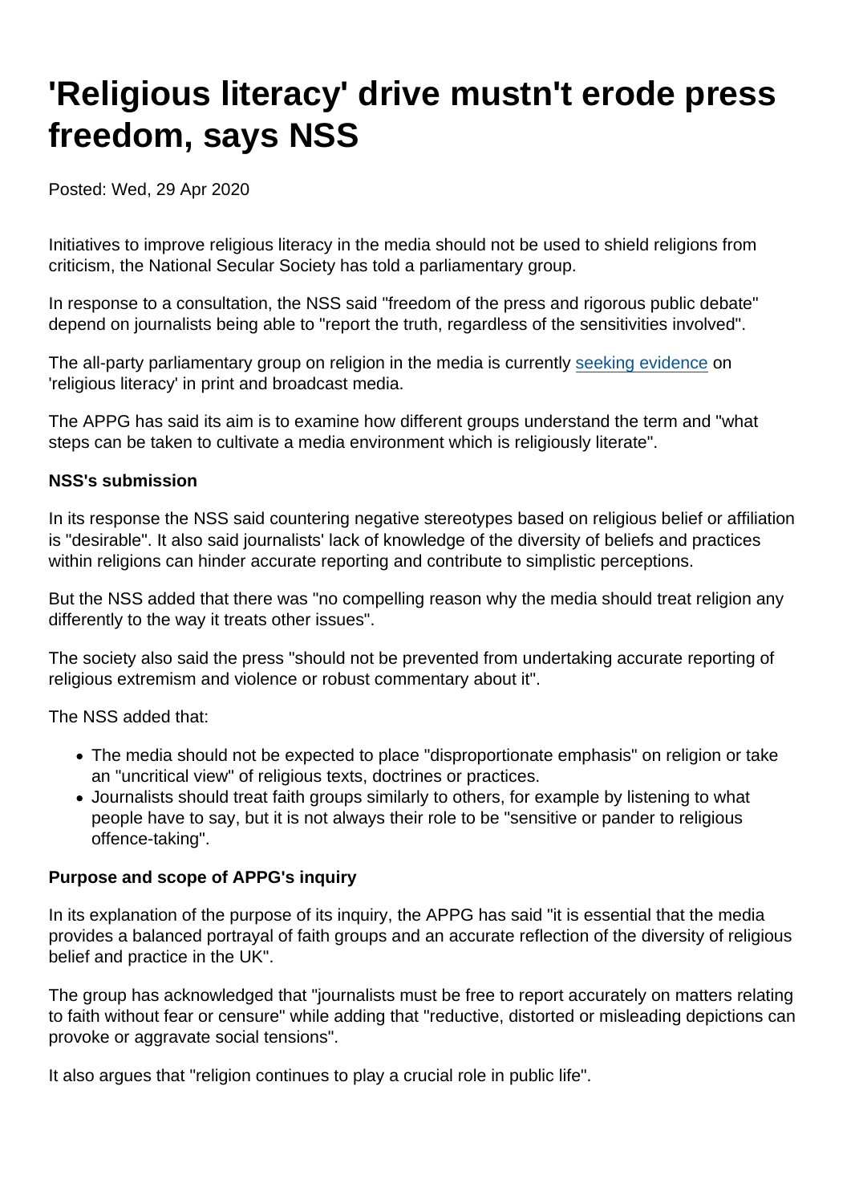# 'Religious literacy' drive mustn't erode press freedom, says NSS

Posted: Wed, 29 Apr 2020

Initiatives to improve religious literacy in the media should not be used to shield religions from criticism, the National Secular Society has told a parliamentary group.

In response to a consultation, the NSS said "freedom of the press and rigorous public debate" depend on journalists being able to "report the truth, regardless of the sensitivities involved".

The all-party parliamentary group on religion in the media is currently seeking evidence on 'religious literacy' in print and broadcast media.

The APPG has said its aim is to examine how different groups understand the term and "what steps can be taken to cultivate a media environment which is religiously literate".

**NSS's submission**

In its response the NSS said countering negative stereotypes based on religious belief or affiliation is "desirable". It also said journalists' lack of knowledge of the diversity of beliefs and practices within religions can hinder accurate reporting and contribute to simplistic perceptions.

But the NSS added that there was "no compelling reason why the media should treat religion any differently to the way it treats other issues".

The society also said the press "should not be prevented from undertaking accurate reporting of religious extremism and violence or robust commentary about it".

The NSS added that:

- The media should not be expected to place "disproportionate emphasis" on religion or take an "uncritical view" of religious texts, doctrines or practices.
- Journalists should treat faith groups similarly to others, for example by listening to what people have to say, but it is not always their role to be "sensitive or pander to religious offence-taking".

**Purpose and scope of APPG's inquiry**

In its explanation of the purpose of its inquiry, the APPG has said "it is essential that the media provides a balanced portrayal of faith groups and an accurate reflection of the diversity of religious belief and practice in the UK".

The group has acknowledged that "journalists must be free to report accurately on matters relating to faith without fear or censure" while adding that "reductive, distorted or misleading depictions can provoke or aggravate social tensions".

It also argues that "religion continues to play a crucial role in public life".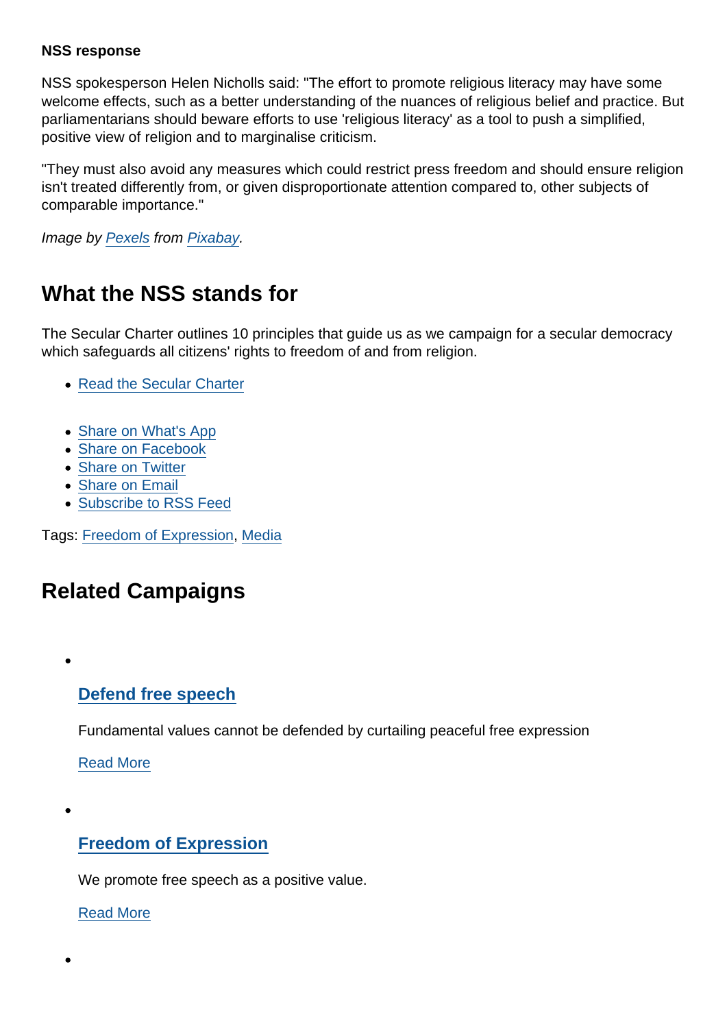**NSS response**

NSS spokesperson Helen Nicholls said: "The effort to promote religious literacy may have some welcome effects, such as a better understanding of the nuances of religious belief and practice. But parliamentarians should beware efforts to use 'religious literacy' as a tool to push a simplified, positive view of religion and to marginalise criticism.

"They must also avoid any measures which could restrict press freedom and should ensure religion isn't treated differently from, or given disproportionate attention compared to, other subjects of comparable importance."

*Image by Pexels from Pixabay.*

## What the NSS stands for

The Secular Charter outlines 10 principles that guide us as we campaign for a secular democracy which safeguards all citizens' rights to freedom of and from religion.

- Read the Secular Charter

- Share on What's App
- Share on Facebook
- Share on Twitter
- Share on Email
- Subscribe to RSS Feed

Tags: Freedom of Expression, Media

## Related Campaigns

- ### Defend free speech

  Fundamental values cannot be defended by curtailing peaceful free expression

  Read More

- ### Freedom of Expression

  We promote free speech as a positive value.

  Read More

-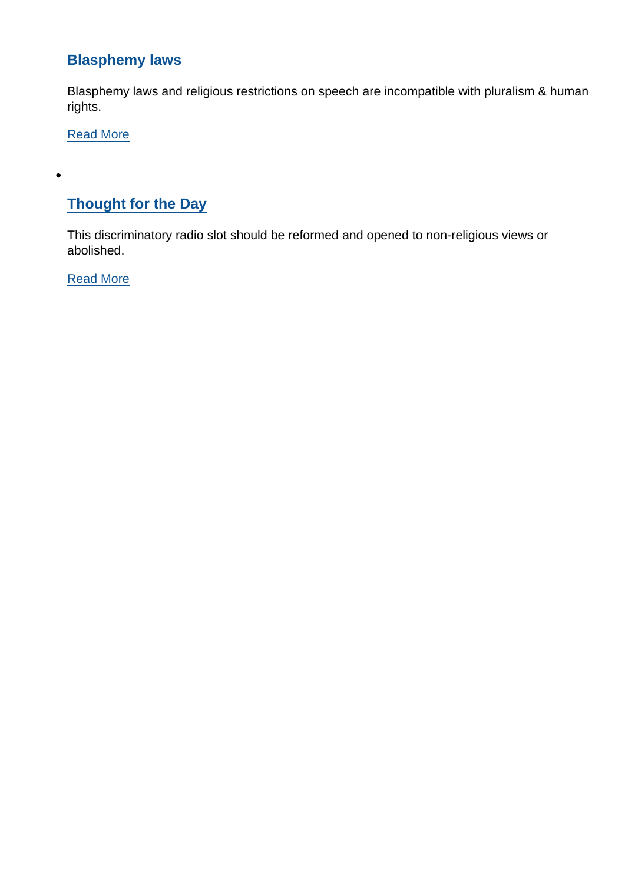### Blasphemy laws

Blasphemy laws and religious restrictions on speech are incompatible with pluralism & human rights.

Read More

- 

### Thought for the Day

This discriminatory radio slot should be reformed and opened to non-religious views or abolished.

Read More